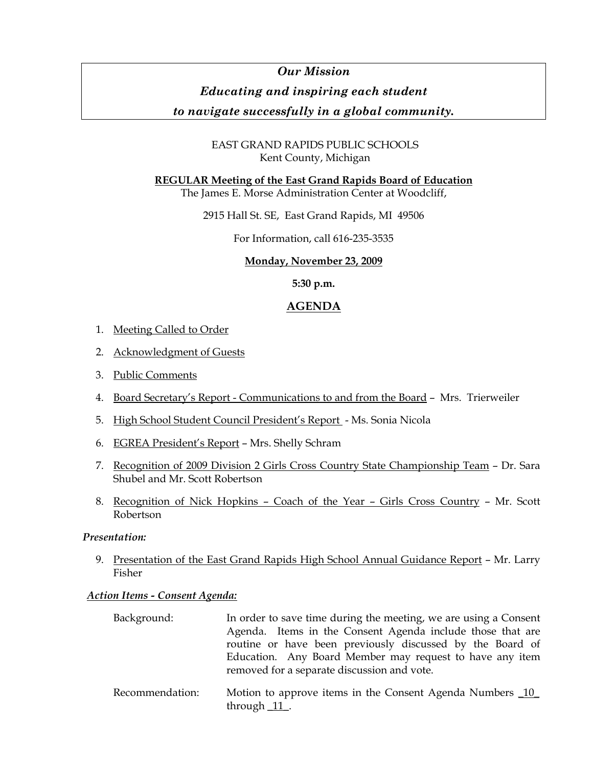***Our Mission***

***Educating and inspiring each student***

***to navigate successfully in a global community.***

EAST GRAND RAPIDS PUBLIC SCHOOLS
Kent County, Michigan

**REGULAR Meeting of the East Grand Rapids Board of Education**
The James E. Morse Administration Center at Woodcliff,

2915 Hall St. SE, East Grand Rapids, MI 49506

For Information, call 616-235-3535

**Monday, November 23, 2009**

**5:30 p.m.**

## AGENDA

1. Meeting Called to Order
2. Acknowledgment of Guests
3. Public Comments
4. Board Secretary's Report - Communications to and from the Board – Mrs. Trierweiler
5. High School Student Council President's Report - Ms. Sonia Nicola
6. EGREA President's Report – Mrs. Shelly Schram
7. Recognition of 2009 Division 2 Girls Cross Country State Championship Team – Dr. Sara Shubel and Mr. Scott Robertson
8. Recognition of Nick Hopkins – Coach of the Year – Girls Cross Country – Mr. Scott Robertson

*Presentation:*

9. Presentation of the East Grand Rapids High School Annual Guidance Report – Mr. Larry Fisher

***Action Items - Consent Agenda:***

Background: In order to save time during the meeting, we are using a Consent Agenda. Items in the Consent Agenda include those that are routine or have been previously discussed by the Board of Education. Any Board Member may request to have any item removed for a separate discussion and vote.

Recommendation: Motion to approve items in the Consent Agenda Numbers _10_ through _11_.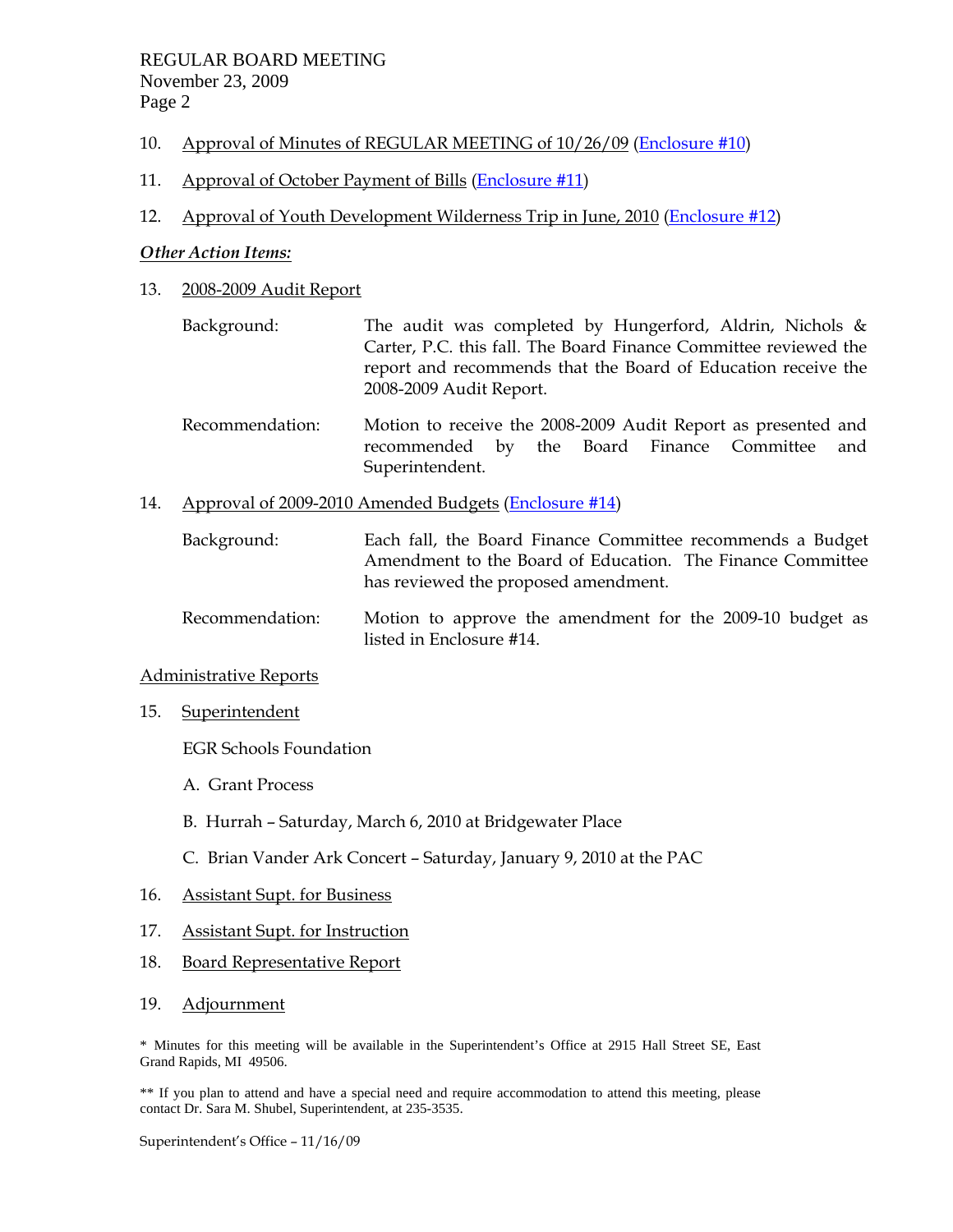10. Approval of Minutes of REGULAR MEETING of 10/26/09 (Enclosure #10)

11. Approval of October Payment of Bills (Enclosure #11)

12. Approval of Youth Development Wilderness Trip in June, 2010 (Enclosure #12)

***Other Action Items:***

13. 2008-2009 Audit Report

    Background: The audit was completed by Hungerford, Aldrin, Nichols & Carter, P.C. this fall. The Board Finance Committee reviewed the report and recommends that the Board of Education receive the 2008-2009 Audit Report.

    Recommendation: Motion to receive the 2008-2009 Audit Report as presented and recommended by the Board Finance Committee and Superintendent.

14. Approval of 2009-2010 Amended Budgets (Enclosure #14)

    Background: Each fall, the Board Finance Committee recommends a Budget Amendment to the Board of Education. The Finance Committee has reviewed the proposed amendment.

    Recommendation: Motion to approve the amendment for the 2009-10 budget as listed in Enclosure #14.

Administrative Reports

15. Superintendent

    EGR Schools Foundation

    A. Grant Process

    B. Hurrah – Saturday, March 6, 2010 at Bridgewater Place

    C. Brian Vander Ark Concert – Saturday, January 9, 2010 at the PAC

16. Assistant Supt. for Business

17. Assistant Supt. for Instruction

18. Board Representative Report

19. Adjournment

\* Minutes for this meeting will be available in the Superintendent's Office at 2915 Hall Street SE, East Grand Rapids, MI 49506.

\*\* If you plan to attend and have a special need and require accommodation to attend this meeting, please contact Dr. Sara M. Shubel, Superintendent, at 235-3535.

Superintendent's Office – 11/16/09